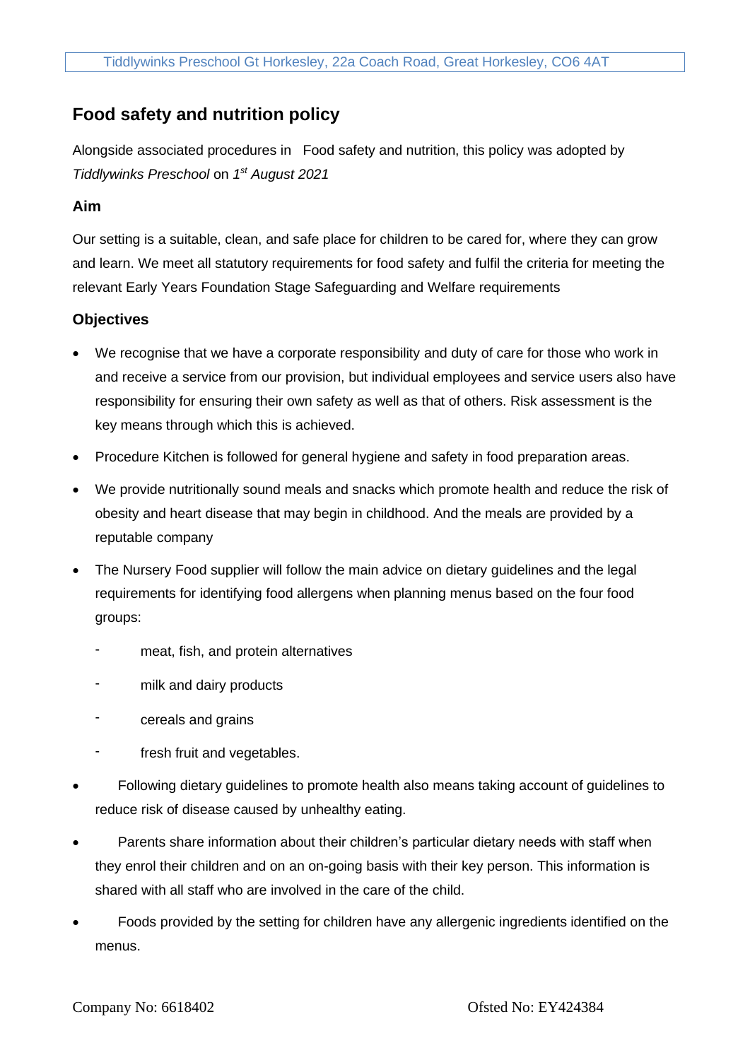## Food safety and nutrition policy

Alongside associated procedures in Food safety and nutrition, this policy was adopted by *Tiddlywinks Preschool* on *1st August 2021*

### Aim

Our setting is a suitable, clean, and safe place for children to be cared for, where they can grow and learn. We meet all statutory requirements for food safety and fulfil the criteria for meeting the relevant Early Years Foundation Stage Safeguarding and Welfare requirements

### Objectives

- We recognise that we have a corporate responsibility and duty of care for those who work in and receive a service from our provision, but individual employees and service users also have responsibility for ensuring their own safety as well as that of others. Risk assessment is the key means through which this is achieved.
- Procedure Kitchen is followed for general hygiene and safety in food preparation areas.
- We provide nutritionally sound meals and snacks which promote health and reduce the risk of obesity and heart disease that may begin in childhood. And the meals are provided by a reputable company
- The Nursery Food supplier will follow the main advice on dietary guidelines and the legal requirements for identifying food allergens when planning menus based on the four food groups:
  - meat, fish, and protein alternatives
  - milk and dairy products
  - cereals and grains
  - fresh fruit and vegetables.
- Following dietary guidelines to promote health also means taking account of guidelines to reduce risk of disease caused by unhealthy eating.
- Parents share information about their children's particular dietary needs with staff when they enrol their children and on an on-going basis with their key person. This information is shared with all staff who are involved in the care of the child.
- Foods provided by the setting for children have any allergenic ingredients identified on the menus.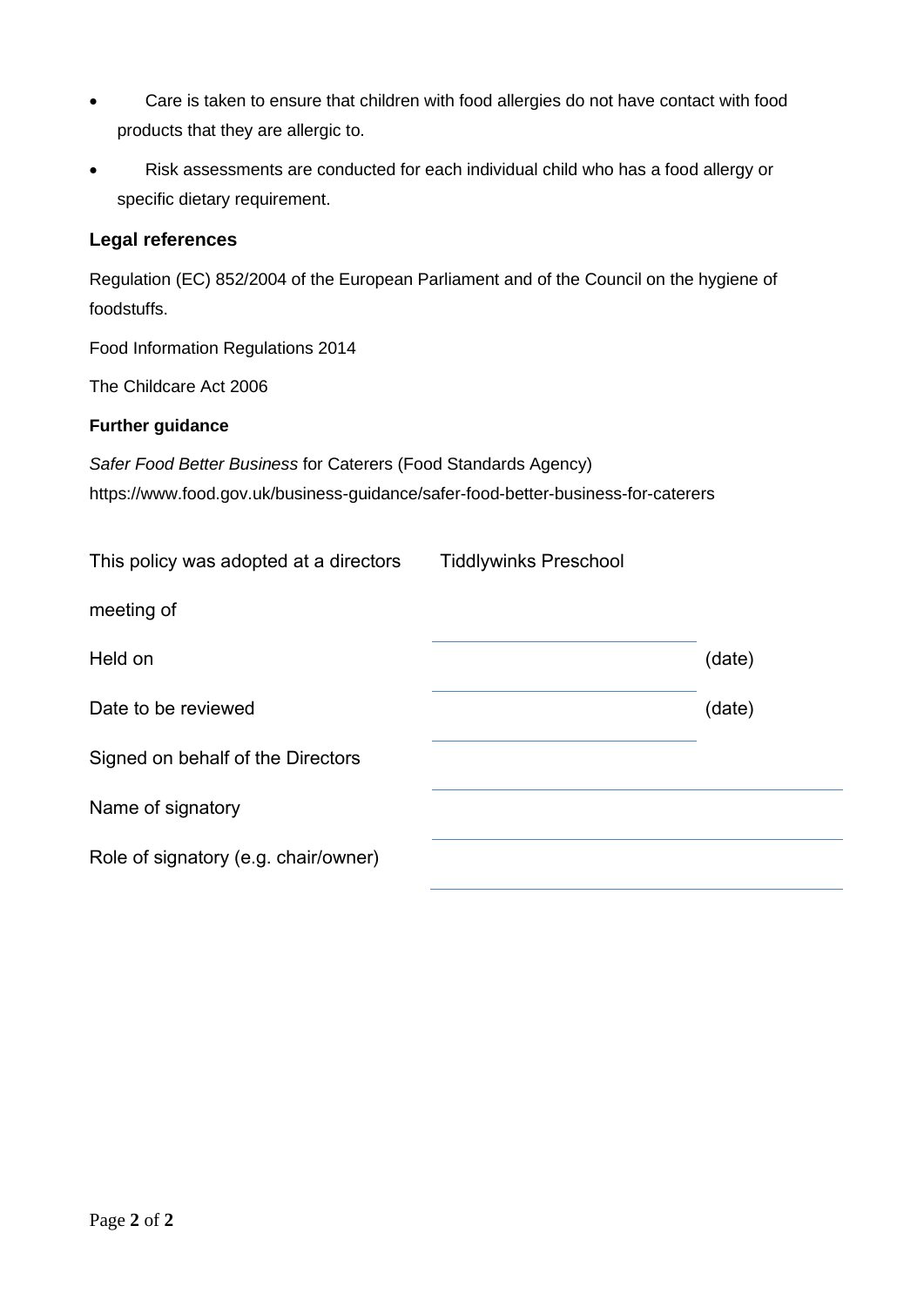- Care is taken to ensure that children with food allergies do not have contact with food products that they are allergic to.
- Risk assessments are conducted for each individual child who has a food allergy or specific dietary requirement.

## Legal references

Regulation (EC) 852/2004 of the European Parliament and of the Council on the hygiene of foodstuffs.

Food Information Regulations 2014

The Childcare Act 2006

### Further guidance

*Safer Food Better Business* for Caterers (Food Standards Agency)
https://www.food.gov.uk/business-guidance/safer-food-better-business-for-caterers

| | | |
|---|---|---|
| This policy was adopted at a directors meeting of | Tiddlywinks Preschool | |
| Held on | | (date) |
| Date to be reviewed | | (date) |
| Signed on behalf of the Directors | | |
| Name of signatory | | |
| Role of signatory (e.g. chair/owner) | | |